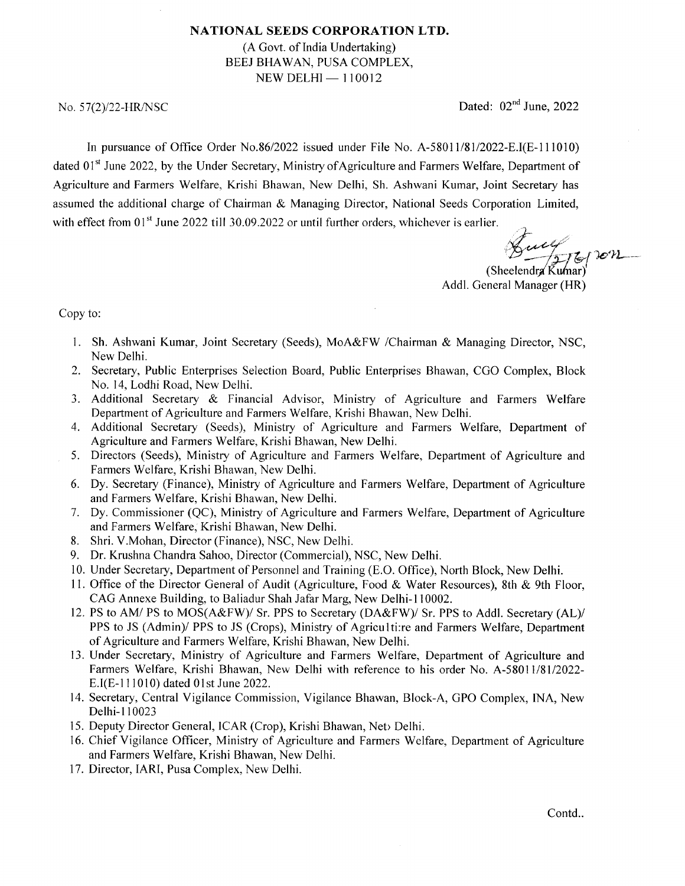**NATIONAL SEEDS CORPORATION LTD.**
(A Govt. of India Undertaking)
BEEJ BHAWAN, PUSA COMPLEX,
NEW DELHI — 110012

No. 57(2)/22-HR/NSC

Dated: 02nd June, 2022

In pursuance of Office Order No.86/2022 issued under File No. A-58011/81/2022-E.I(E-111010) dated 01st June 2022, by the Under Secretary, Ministry of Agriculture and Farmers Welfare, Department of Agriculture and Farmers Welfare, Krishi Bhawan, New Delhi, Sh. Ashwani Kumar, Joint Secretary has assumed the additional charge of Chairman & Managing Director, National Seeds Corporation Limited, with effect from 01st June 2022 till 30.09.2022 or until further orders, whichever is earlier.

2/6/2022
(Sheelendra Kumar)
Addl. General Manager (HR)

Copy to:

1. Sh. Ashwani Kumar, Joint Secretary (Seeds), MoA&FW /Chairman & Managing Director, NSC, New Delhi.
2. Secretary, Public Enterprises Selection Board, Public Enterprises Bhawan, CGO Complex, Block No. 14, Lodhi Road, New Delhi.
3. Additional Secretary & Financial Advisor, Ministry of Agriculture and Farmers Welfare Department of Agriculture and Farmers Welfare, Krishi Bhawan, New Delhi.
4. Additional Secretary (Seeds), Ministry of Agriculture and Farmers Welfare, Department of Agriculture and Farmers Welfare, Krishi Bhawan, New Delhi.
5. Directors (Seeds), Ministry of Agriculture and Farmers Welfare, Department of Agriculture and Farmers Welfare, Krishi Bhawan, New Delhi.
6. Dy. Secretary (Finance), Ministry of Agriculture and Farmers Welfare, Department of Agriculture and Farmers Welfare, Krishi Bhawan, New Delhi.
7. Dy. Commissioner (QC), Ministry of Agriculture and Farmers Welfare, Department of Agriculture and Farmers Welfare, Krishi Bhawan, New Delhi.
8. Shri. V.Mohan, Director (Finance), NSC, New Delhi.
9. Dr. Krushna Chandra Sahoo, Director (Commercial), NSC, New Delhi.
10. Under Secretary, Department of Personnel and Training (E.O. Office), North Block, New Delhi.
11. Office of the Director General of Audit (Agriculture, Food & Water Resources), 8th & 9th Floor, CAG Annexe Building, to Baliadur Shah Jafar Marg, New Delhi-110002.
12. PS to AM/ PS to MOS(A&FW)/ Sr. PPS to Secretary (DA&FW)/ Sr. PPS to Addl. Secretary (AL)/ PPS to JS (Admin)/ PPS to JS (Crops), Ministry of Agricu lti:re and Farmers Welfare, Department of Agriculture and Farmers Welfare, Krishi Bhawan, New Delhi.
13. Under Secretary, Ministry of Agriculture and Farmers Welfare, Department of Agriculture and Farmers Welfare, Krishi Bhawan, New Delhi with reference to his order No. A-58011/81/2022-E.I(E-111010) dated 01st June 2022.
14. Secretary, Central Vigilance Commission, Vigilance Bhawan, Block-A, GPO Complex, INA, New Delhi-110023
15. Deputy Director General, ICAR (Crop), Krishi Bhawan, Net Delhi.
16. Chief Vigilance Officer, Ministry of Agriculture and Farmers Welfare, Department of Agriculture and Farmers Welfare, Krishi Bhawan, New Delhi.
17. Director, IARI, Pusa Complex, New Delhi.

Contd..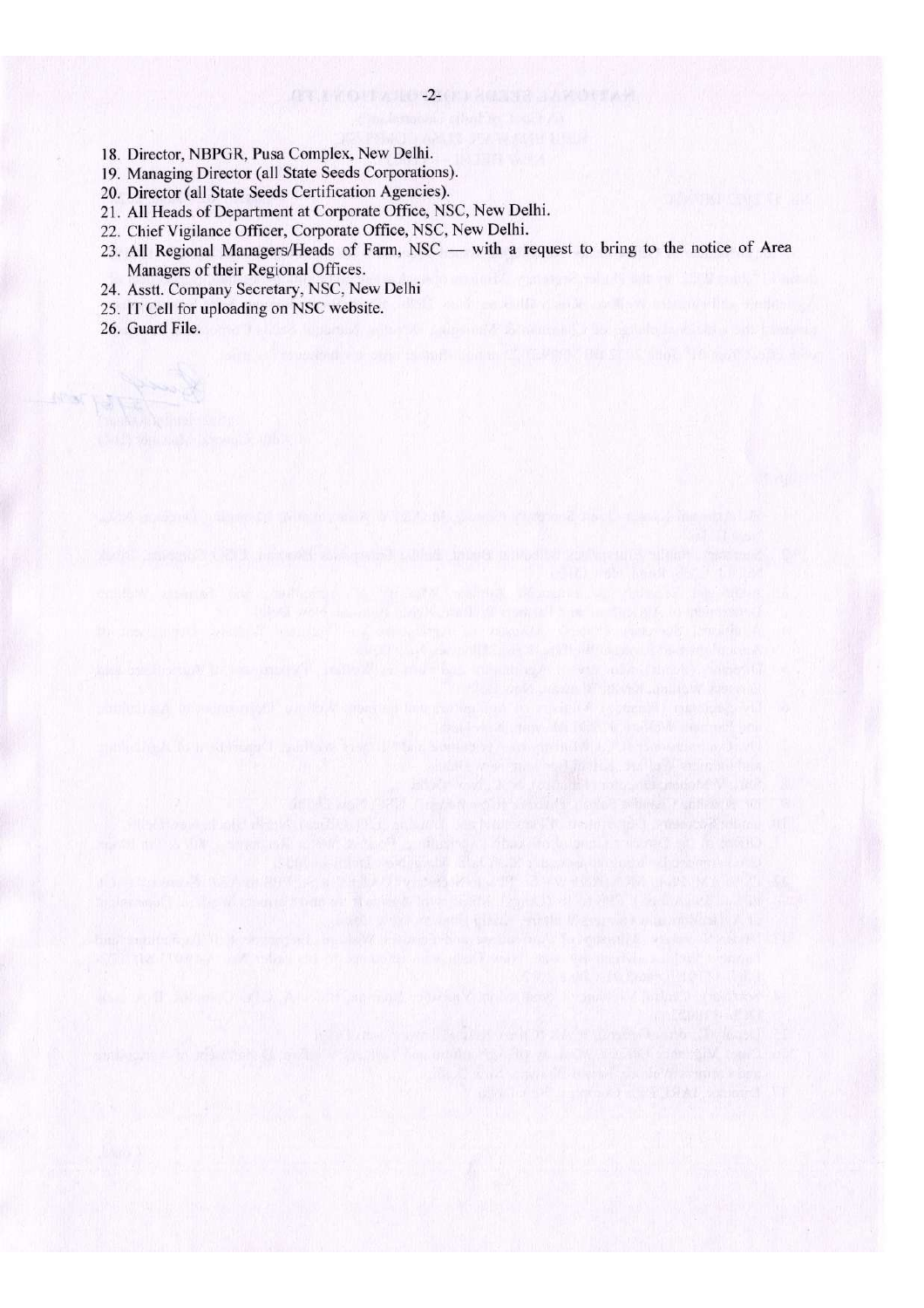18. Director, NBPGR, Pusa Complex, New Delhi.
19. Managing Director (all State Seeds Corporations).
20. Director (all State Seeds Certification Agencies).
21. All Heads of Department at Corporate Office, NSC, New Delhi.
22. Chief Vigilance Officer, Corporate Office, NSC, New Delhi.
23. All Regional Managers/Heads of Farm, NSC — with a request to bring to the notice of Area Managers of their Regional Offices.
24. Asstt. Company Secretary, NSC, New Delhi
25. IT Cell for uploading on NSC website.
26. Guard File.